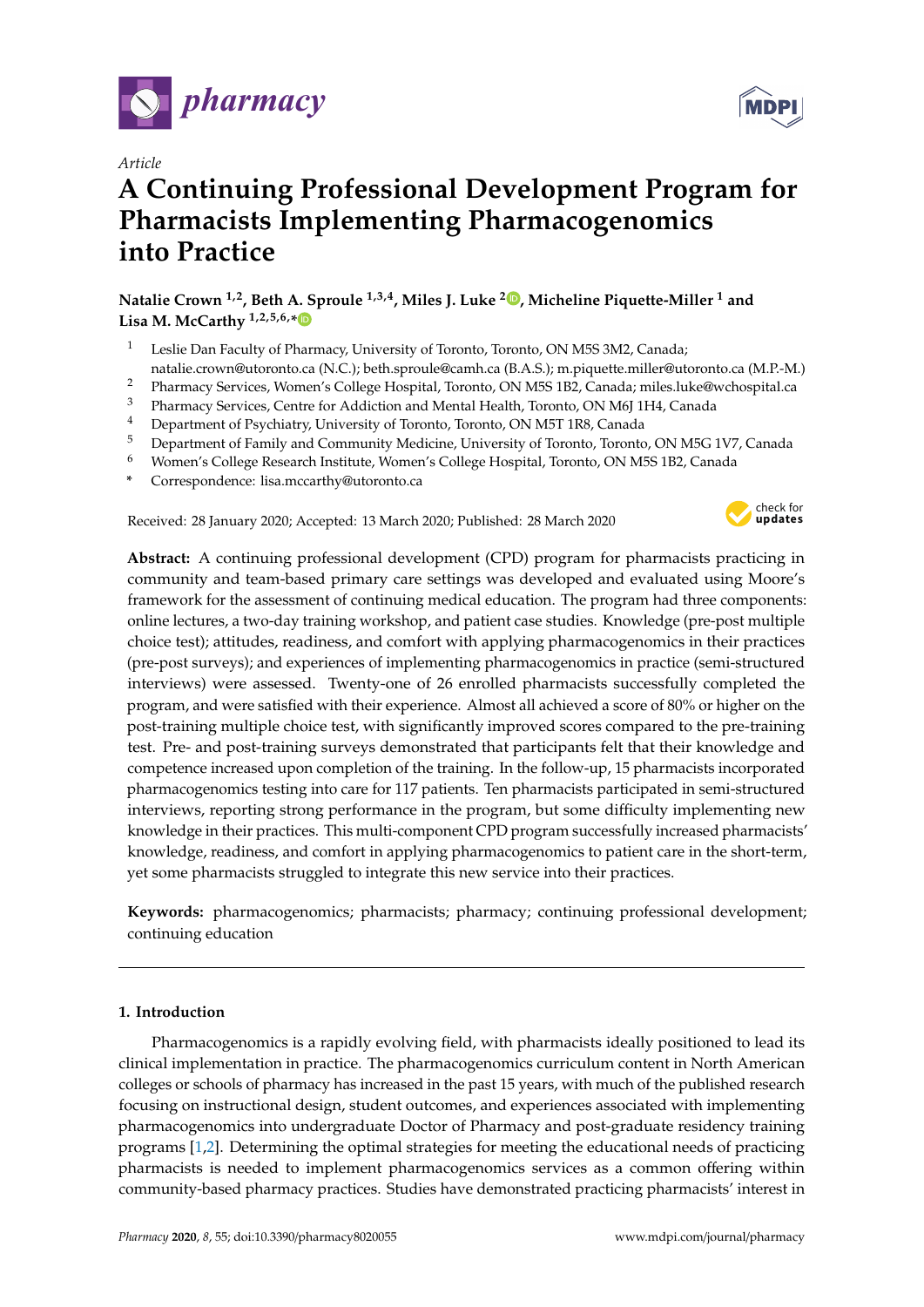*pharmacy*

Article

# A Continuing Professional Development Program for Pharmacists Implementing Pharmacogenomics into Practice

**Natalie Crown [1,2], Beth A. Sproule [1,3,4], Miles J. Luke [2], Micheline Piquette-Miller [1] and Lisa M. McCarthy [1,2,5,6,*]**

[1] Leslie Dan Faculty of Pharmacy, University of Toronto, Toronto, ON M5S 3M2, Canada; natalie.crown@utoronto.ca (N.C.); beth.sproule@camh.ca (B.A.S.); m.piquette.miller@utoronto.ca (M.P.-M.)
[2] Pharmacy Services, Women's College Hospital, Toronto, ON M5S 1B2, Canada; miles.luke@wchospital.ca
[3] Pharmacy Services, Centre for Addiction and Mental Health, Toronto, ON M6J 1H4, Canada
[4] Department of Psychiatry, University of Toronto, Toronto, ON M5T 1R8, Canada
[5] Department of Family and Community Medicine, University of Toronto, Toronto, ON M5G 1V7, Canada
[6] Women's College Research Institute, Women's College Hospital, Toronto, ON M5S 1B2, Canada
\* Correspondence: lisa.mccarthy@utoronto.ca

Received: 28 January 2020; Accepted: 13 March 2020; Published: 28 March 2020

**Abstract:** A continuing professional development (CPD) program for pharmacists practicing in community and team-based primary care settings was developed and evaluated using Moore's framework for the assessment of continuing medical education. The program had three components: online lectures, a two-day training workshop, and patient case studies. Knowledge (pre-post multiple choice test); attitudes, readiness, and comfort with applying pharmacogenomics in their practices (pre-post surveys); and experiences of implementing pharmacogenomics in practice (semi-structured interviews) were assessed. Twenty-one of 26 enrolled pharmacists successfully completed the program, and were satisfied with their experience. Almost all achieved a score of 80% or higher on the post-training multiple choice test, with significantly improved scores compared to the pre-training test. Pre- and post-training surveys demonstrated that participants felt that their knowledge and competence increased upon completion of the training. In the follow-up, 15 pharmacists incorporated pharmacogenomics testing into care for 117 patients. Ten pharmacists participated in semi-structured interviews, reporting strong performance in the program, but some difficulty implementing new knowledge in their practices. This multi-component CPD program successfully increased pharmacists' knowledge, readiness, and comfort in applying pharmacogenomics to patient care in the short-term, yet some pharmacists struggled to integrate this new service into their practices.

**Keywords:** pharmacogenomics; pharmacists; pharmacy; continuing professional development; continuing education

## 1. Introduction

Pharmacogenomics is a rapidly evolving field, with pharmacists ideally positioned to lead its clinical implementation in practice. The pharmacogenomics curriculum content in North American colleges or schools of pharmacy has increased in the past 15 years, with much of the published research focusing on instructional design, student outcomes, and experiences associated with implementing pharmacogenomics into undergraduate Doctor of Pharmacy and post-graduate residency training programs [1,2]. Determining the optimal strategies for meeting the educational needs of practicing pharmacists is needed to implement pharmacogenomics services as a common offering within community-based pharmacy practices. Studies have demonstrated practicing pharmacists' interest in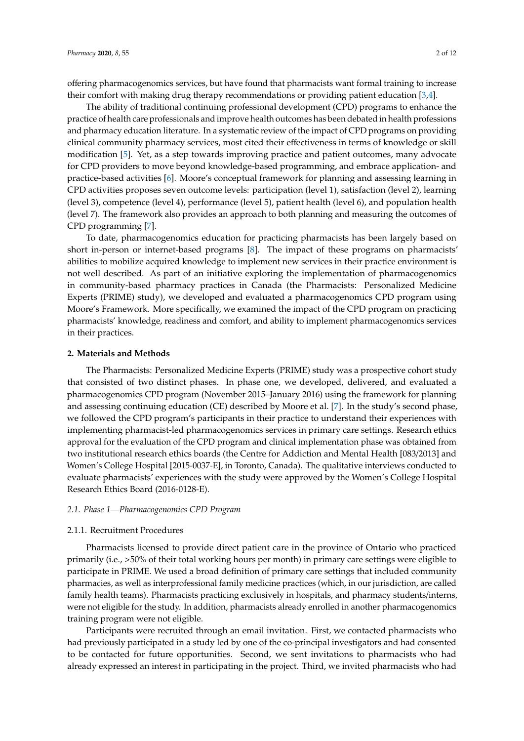offering pharmacogenomics services, but have found that pharmacists want formal training to increase their comfort with making drug therapy recommendations or providing patient education [3,4].

The ability of traditional continuing professional development (CPD) programs to enhance the practice of health care professionals and improve health outcomes has been debated in health professions and pharmacy education literature. In a systematic review of the impact of CPD programs on providing clinical community pharmacy services, most cited their effectiveness in terms of knowledge or skill modification [5]. Yet, as a step towards improving practice and patient outcomes, many advocate for CPD providers to move beyond knowledge-based programming, and embrace application- and practice-based activities [6]. Moore's conceptual framework for planning and assessing learning in CPD activities proposes seven outcome levels: participation (level 1), satisfaction (level 2), learning (level 3), competence (level 4), performance (level 5), patient health (level 6), and population health (level 7). The framework also provides an approach to both planning and measuring the outcomes of CPD programming [7].

To date, pharmacogenomics education for practicing pharmacists has been largely based on short in-person or internet-based programs [8]. The impact of these programs on pharmacists' abilities to mobilize acquired knowledge to implement new services in their practice environment is not well described. As part of an initiative exploring the implementation of pharmacogenomics in community-based pharmacy practices in Canada (the Pharmacists: Personalized Medicine Experts (PRIME) study), we developed and evaluated a pharmacogenomics CPD program using Moore's Framework. More specifically, we examined the impact of the CPD program on practicing pharmacists' knowledge, readiness and comfort, and ability to implement pharmacogenomics services in their practices.

## 2. Materials and Methods

The Pharmacists: Personalized Medicine Experts (PRIME) study was a prospective cohort study that consisted of two distinct phases. In phase one, we developed, delivered, and evaluated a pharmacogenomics CPD program (November 2015–January 2016) using the framework for planning and assessing continuing education (CE) described by Moore et al. [7]. In the study's second phase, we followed the CPD program's participants in their practice to understand their experiences with implementing pharmacist-led pharmacogenomics services in primary care settings. Research ethics approval for the evaluation of the CPD program and clinical implementation phase was obtained from two institutional research ethics boards (the Centre for Addiction and Mental Health [083/2013] and Women's College Hospital [2015-0037-E], in Toronto, Canada). The qualitative interviews conducted to evaluate pharmacists' experiences with the study were approved by the Women's College Hospital Research Ethics Board (2016-0128-E).

### *2.1. Phase 1—Pharmacogenomics CPD Program*

#### 2.1.1. Recruitment Procedures

Pharmacists licensed to provide direct patient care in the province of Ontario who practiced primarily (i.e., >50% of their total working hours per month) in primary care settings were eligible to participate in PRIME. We used a broad definition of primary care settings that included community pharmacies, as well as interprofessional family medicine practices (which, in our jurisdiction, are called family health teams). Pharmacists practicing exclusively in hospitals, and pharmacy students/interns, were not eligible for the study. In addition, pharmacists already enrolled in another pharmacogenomics training program were not eligible.

Participants were recruited through an email invitation. First, we contacted pharmacists who had previously participated in a study led by one of the co-principal investigators and had consented to be contacted for future opportunities. Second, we sent invitations to pharmacists who had already expressed an interest in participating in the project. Third, we invited pharmacists who had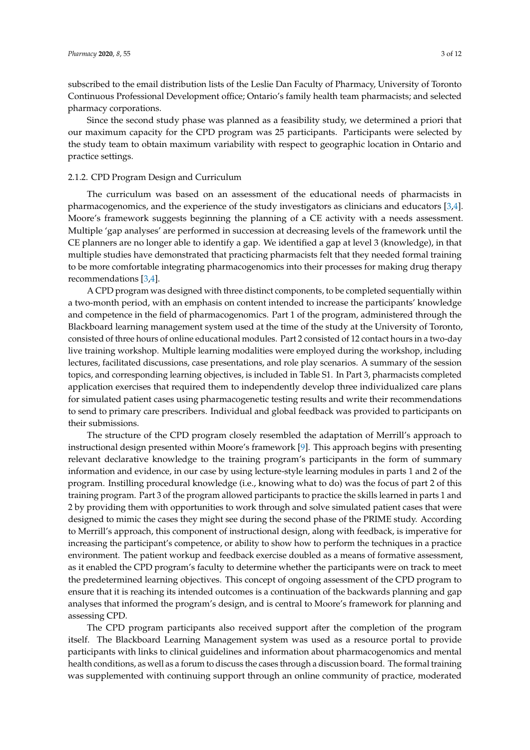subscribed to the email distribution lists of the Leslie Dan Faculty of Pharmacy, University of Toronto Continuous Professional Development office; Ontario's family health team pharmacists; and selected pharmacy corporations.

Since the second study phase was planned as a feasibility study, we determined a priori that our maximum capacity for the CPD program was 25 participants. Participants were selected by the study team to obtain maximum variability with respect to geographic location in Ontario and practice settings.

### 2.1.2. CPD Program Design and Curriculum

The curriculum was based on an assessment of the educational needs of pharmacists in pharmacogenomics, and the experience of the study investigators as clinicians and educators [3,4]. Moore's framework suggests beginning the planning of a CE activity with a needs assessment. Multiple 'gap analyses' are performed in succession at decreasing levels of the framework until the CE planners are no longer able to identify a gap. We identified a gap at level 3 (knowledge), in that multiple studies have demonstrated that practicing pharmacists felt that they needed formal training to be more comfortable integrating pharmacogenomics into their processes for making drug therapy recommendations [3,4].

A CPD program was designed with three distinct components, to be completed sequentially within a two-month period, with an emphasis on content intended to increase the participants' knowledge and competence in the field of pharmacogenomics. Part 1 of the program, administered through the Blackboard learning management system used at the time of the study at the University of Toronto, consisted of three hours of online educational modules. Part 2 consisted of 12 contact hours in a two-day live training workshop. Multiple learning modalities were employed during the workshop, including lectures, facilitated discussions, case presentations, and role play scenarios. A summary of the session topics, and corresponding learning objectives, is included in Table S1. In Part 3, pharmacists completed application exercises that required them to independently develop three individualized care plans for simulated patient cases using pharmacogenetic testing results and write their recommendations to send to primary care prescribers. Individual and global feedback was provided to participants on their submissions.

The structure of the CPD program closely resembled the adaptation of Merrill's approach to instructional design presented within Moore's framework [9]. This approach begins with presenting relevant declarative knowledge to the training program's participants in the form of summary information and evidence, in our case by using lecture-style learning modules in parts 1 and 2 of the program. Instilling procedural knowledge (i.e., knowing what to do) was the focus of part 2 of this training program. Part 3 of the program allowed participants to practice the skills learned in parts 1 and 2 by providing them with opportunities to work through and solve simulated patient cases that were designed to mimic the cases they might see during the second phase of the PRIME study. According to Merrill's approach, this component of instructional design, along with feedback, is imperative for increasing the participant's competence, or ability to show how to perform the techniques in a practice environment. The patient workup and feedback exercise doubled as a means of formative assessment, as it enabled the CPD program's faculty to determine whether the participants were on track to meet the predetermined learning objectives. This concept of ongoing assessment of the CPD program to ensure that it is reaching its intended outcomes is a continuation of the backwards planning and gap analyses that informed the program's design, and is central to Moore's framework for planning and assessing CPD.

The CPD program participants also received support after the completion of the program itself. The Blackboard Learning Management system was used as a resource portal to provide participants with links to clinical guidelines and information about pharmacogenomics and mental health conditions, as well as a forum to discuss the cases through a discussion board. The formal training was supplemented with continuing support through an online community of practice, moderated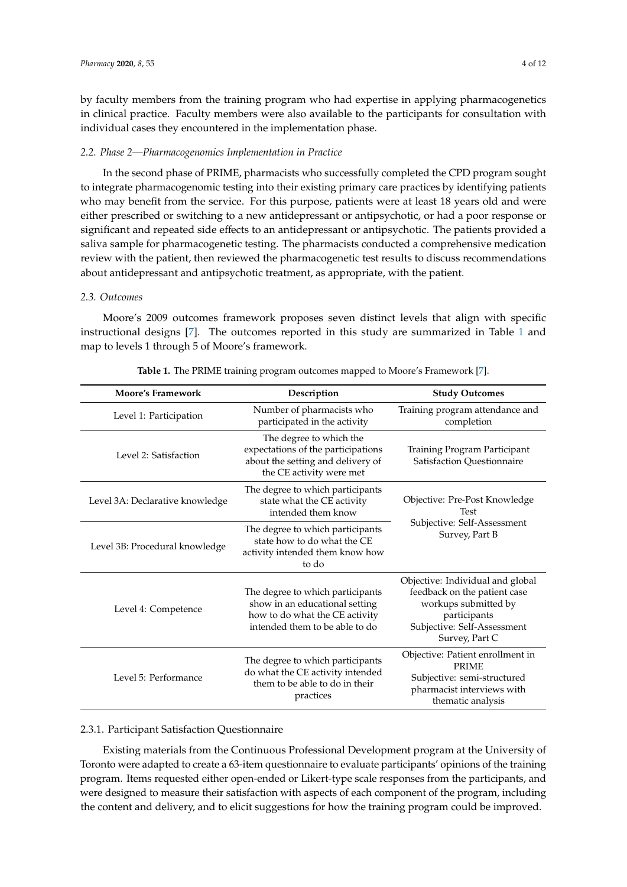by faculty members from the training program who had expertise in applying pharmacogenetics in clinical practice. Faculty members were also available to the participants for consultation with individual cases they encountered in the implementation phase.

### *2.2. Phase 2—Pharmacogenomics Implementation in Practice*

In the second phase of PRIME, pharmacists who successfully completed the CPD program sought to integrate pharmacogenomic testing into their existing primary care practices by identifying patients who may benefit from the service. For this purpose, patients were at least 18 years old and were either prescribed or switching to a new antidepressant or antipsychotic, or had a poor response or significant and repeated side effects to an antidepressant or antipsychotic. The patients provided a saliva sample for pharmacogenetic testing. The pharmacists conducted a comprehensive medication review with the patient, then reviewed the pharmacogenetic test results to discuss recommendations about antidepressant and antipsychotic treatment, as appropriate, with the patient.

### *2.3. Outcomes*

Moore's 2009 outcomes framework proposes seven distinct levels that align with specific instructional designs [7]. The outcomes reported in this study are summarized in Table 1 and map to levels 1 through 5 of Moore's framework.

**Table 1.** The PRIME training program outcomes mapped to Moore's Framework [7].

| Moore's Framework | Description | Study Outcomes |
|---|---|---|
| Level 1: Participation | Number of pharmacists who participated in the activity | Training program attendance and completion |
| Level 2: Satisfaction | The degree to which the expectations of the participations about the setting and delivery of the CE activity were met | Training Program Participant Satisfaction Questionnaire |
| Level 3A: Declarative knowledge | The degree to which participants state what the CE activity intended them know | Objective: Pre-Post Knowledge Test<br>Subjective: Self-Assessment Survey, Part B |
| Level 3B: Procedural knowledge | The degree to which participants state how to do what the CE activity intended them know how to do | |
| Level 4: Competence | The degree to which participants show in an educational setting how to do what the CE activity intended them to be able to do | Objective: Individual and global feedback on the patient case workups submitted by participants<br>Subjective: Self-Assessment Survey, Part C |
| Level 5: Performance | The degree to which participants do what the CE activity intended them to be able to do in their practices | Objective: Patient enrollment in PRIME<br>Subjective: semi-structured pharmacist interviews with thematic analysis |

#### 2.3.1. Participant Satisfaction Questionnaire

Existing materials from the Continuous Professional Development program at the University of Toronto were adapted to create a 63-item questionnaire to evaluate participants' opinions of the training program. Items requested either open-ended or Likert-type scale responses from the participants, and were designed to measure their satisfaction with aspects of each component of the program, including the content and delivery, and to elicit suggestions for how the training program could be improved.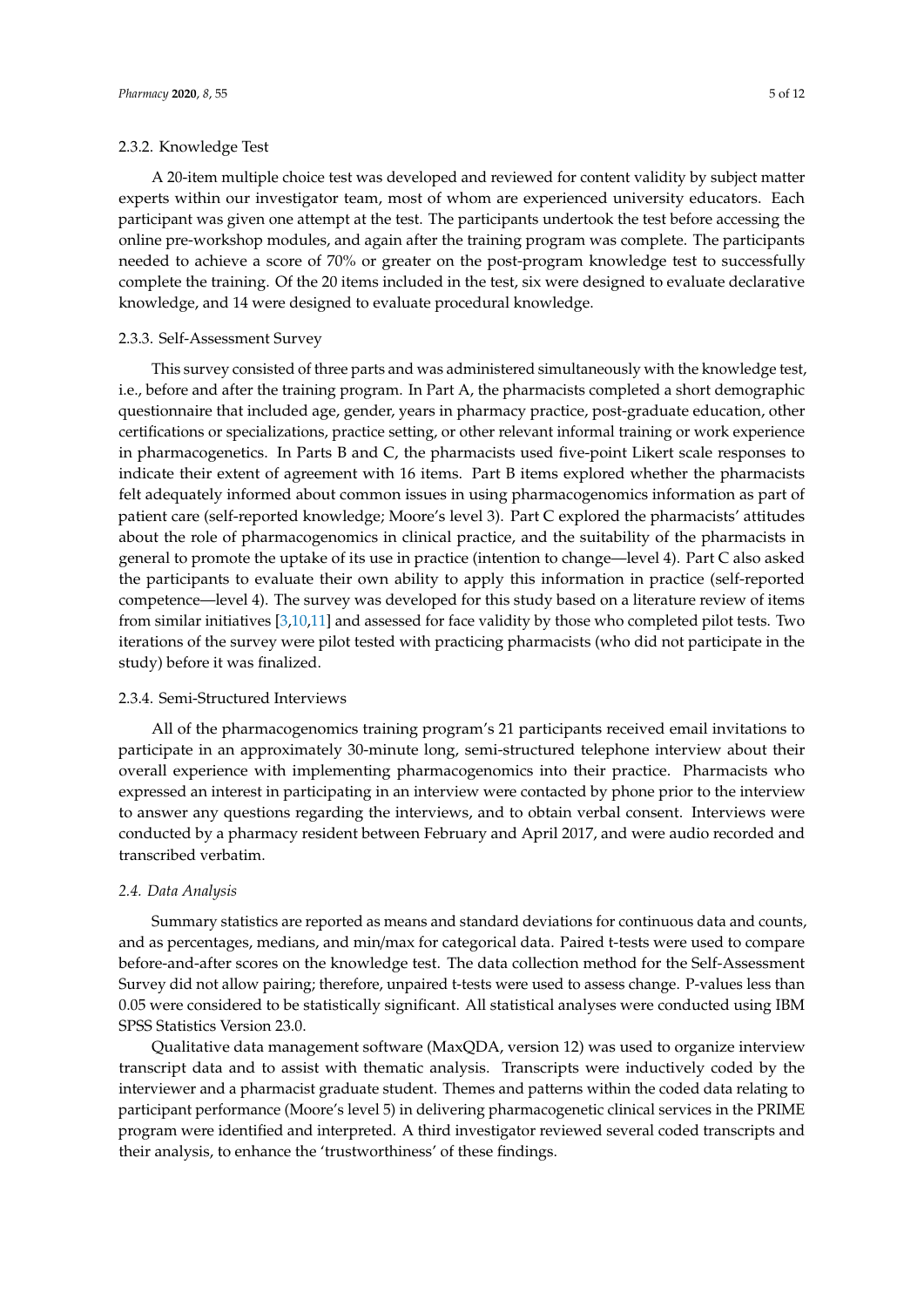#### 2.3.2. Knowledge Test

A 20-item multiple choice test was developed and reviewed for content validity by subject matter experts within our investigator team, most of whom are experienced university educators. Each participant was given one attempt at the test. The participants undertook the test before accessing the online pre-workshop modules, and again after the training program was complete. The participants needed to achieve a score of 70% or greater on the post-program knowledge test to successfully complete the training. Of the 20 items included in the test, six were designed to evaluate declarative knowledge, and 14 were designed to evaluate procedural knowledge.

#### 2.3.3. Self-Assessment Survey

This survey consisted of three parts and was administered simultaneously with the knowledge test, i.e., before and after the training program. In Part A, the pharmacists completed a short demographic questionnaire that included age, gender, years in pharmacy practice, post-graduate education, other certifications or specializations, practice setting, or other relevant informal training or work experience in pharmacogenetics. In Parts B and C, the pharmacists used five-point Likert scale responses to indicate their extent of agreement with 16 items. Part B items explored whether the pharmacists felt adequately informed about common issues in using pharmacogenomics information as part of patient care (self-reported knowledge; Moore's level 3). Part C explored the pharmacists' attitudes about the role of pharmacogenomics in clinical practice, and the suitability of the pharmacists in general to promote the uptake of its use in practice (intention to change—level 4). Part C also asked the participants to evaluate their own ability to apply this information in practice (self-reported competence—level 4). The survey was developed for this study based on a literature review of items from similar initiatives [3,10,11] and assessed for face validity by those who completed pilot tests. Two iterations of the survey were pilot tested with practicing pharmacists (who did not participate in the study) before it was finalized.

#### 2.3.4. Semi-Structured Interviews

All of the pharmacogenomics training program's 21 participants received email invitations to participate in an approximately 30-minute long, semi-structured telephone interview about their overall experience with implementing pharmacogenomics into their practice. Pharmacists who expressed an interest in participating in an interview were contacted by phone prior to the interview to answer any questions regarding the interviews, and to obtain verbal consent. Interviews were conducted by a pharmacy resident between February and April 2017, and were audio recorded and transcribed verbatim.

### *2.4. Data Analysis*

Summary statistics are reported as means and standard deviations for continuous data and counts, and as percentages, medians, and min/max for categorical data. Paired t-tests were used to compare before-and-after scores on the knowledge test. The data collection method for the Self-Assessment Survey did not allow pairing; therefore, unpaired t-tests were used to assess change. P-values less than 0.05 were considered to be statistically significant. All statistical analyses were conducted using IBM SPSS Statistics Version 23.0.

Qualitative data management software (MaxQDA, version 12) was used to organize interview transcript data and to assist with thematic analysis. Transcripts were inductively coded by the interviewer and a pharmacist graduate student. Themes and patterns within the coded data relating to participant performance (Moore's level 5) in delivering pharmacogenetic clinical services in the PRIME program were identified and interpreted. A third investigator reviewed several coded transcripts and their analysis, to enhance the 'trustworthiness' of these findings.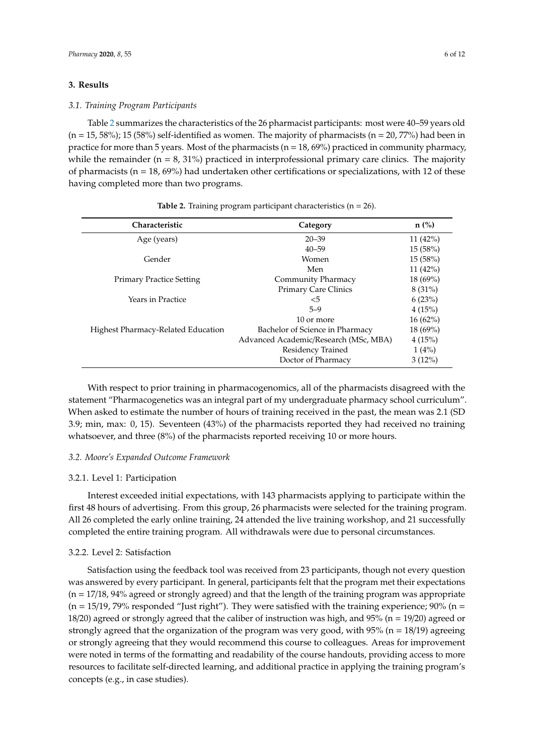## 3. Results

### 3.1. Training Program Participants

Table 2 summarizes the characteristics of the 26 pharmacist participants: most were 40–59 years old (n = 15, 58%); 15 (58%) self-identified as women. The majority of pharmacists (n = 20, 77%) had been in practice for more than 5 years. Most of the pharmacists (n = 18, 69%) practiced in community pharmacy, while the remainder (n = 8, 31%) practiced in interprofessional primary care clinics. The majority of pharmacists (n = 18, 69%) had undertaken other certifications or specializations, with 12 of these having completed more than two programs.

**Table 2.** Training program participant characteristics (n = 26).

| Characteristic | Category | n (%) |
|---|---|---|
| Age (years) | 20–39 | 11 (42%) |
| | 40–59 | 15 (58%) |
| Gender | Women | 15 (58%) |
| | Men | 11 (42%) |
| Primary Practice Setting | Community Pharmacy | 18 (69%) |
| | Primary Care Clinics | 8 (31%) |
| Years in Practice | <5 | 6 (23%) |
| | 5–9 | 4 (15%) |
| | 10 or more | 16 (62%) |
| Highest Pharmacy-Related Education | Bachelor of Science in Pharmacy | 18 (69%) |
| | Advanced Academic/Research (MSc, MBA) | 4 (15%) |
| | Residency Trained | 1 (4%) |
| | Doctor of Pharmacy | 3 (12%) |

With respect to prior training in pharmacogenomics, all of the pharmacists disagreed with the statement "Pharmacogenetics was an integral part of my undergraduate pharmacy school curriculum". When asked to estimate the number of hours of training received in the past, the mean was 2.1 (SD 3.9; min, max: 0, 15). Seventeen (43%) of the pharmacists reported they had received no training whatsoever, and three (8%) of the pharmacists reported receiving 10 or more hours.

### 3.2. Moore's Expanded Outcome Framework

#### 3.2.1. Level 1: Participation

Interest exceeded initial expectations, with 143 pharmacists applying to participate within the first 48 hours of advertising. From this group, 26 pharmacists were selected for the training program. All 26 completed the early online training, 24 attended the live training workshop, and 21 successfully completed the entire training program. All withdrawals were due to personal circumstances.

#### 3.2.2. Level 2: Satisfaction

Satisfaction using the feedback tool was received from 23 participants, though not every question was answered by every participant. In general, participants felt that the program met their expectations (n = 17/18, 94% agreed or strongly agreed) and that the length of the training program was appropriate (n = 15/19, 79% responded "Just right"). They were satisfied with the training experience; 90% (n = 18/20) agreed or strongly agreed that the caliber of instruction was high, and 95% (n = 19/20) agreed or strongly agreed that the organization of the program was very good, with 95% (n = 18/19) agreeing or strongly agreeing that they would recommend this course to colleagues. Areas for improvement were noted in terms of the formatting and readability of the course handouts, providing access to more resources to facilitate self-directed learning, and additional practice in applying the training program's concepts (e.g., in case studies).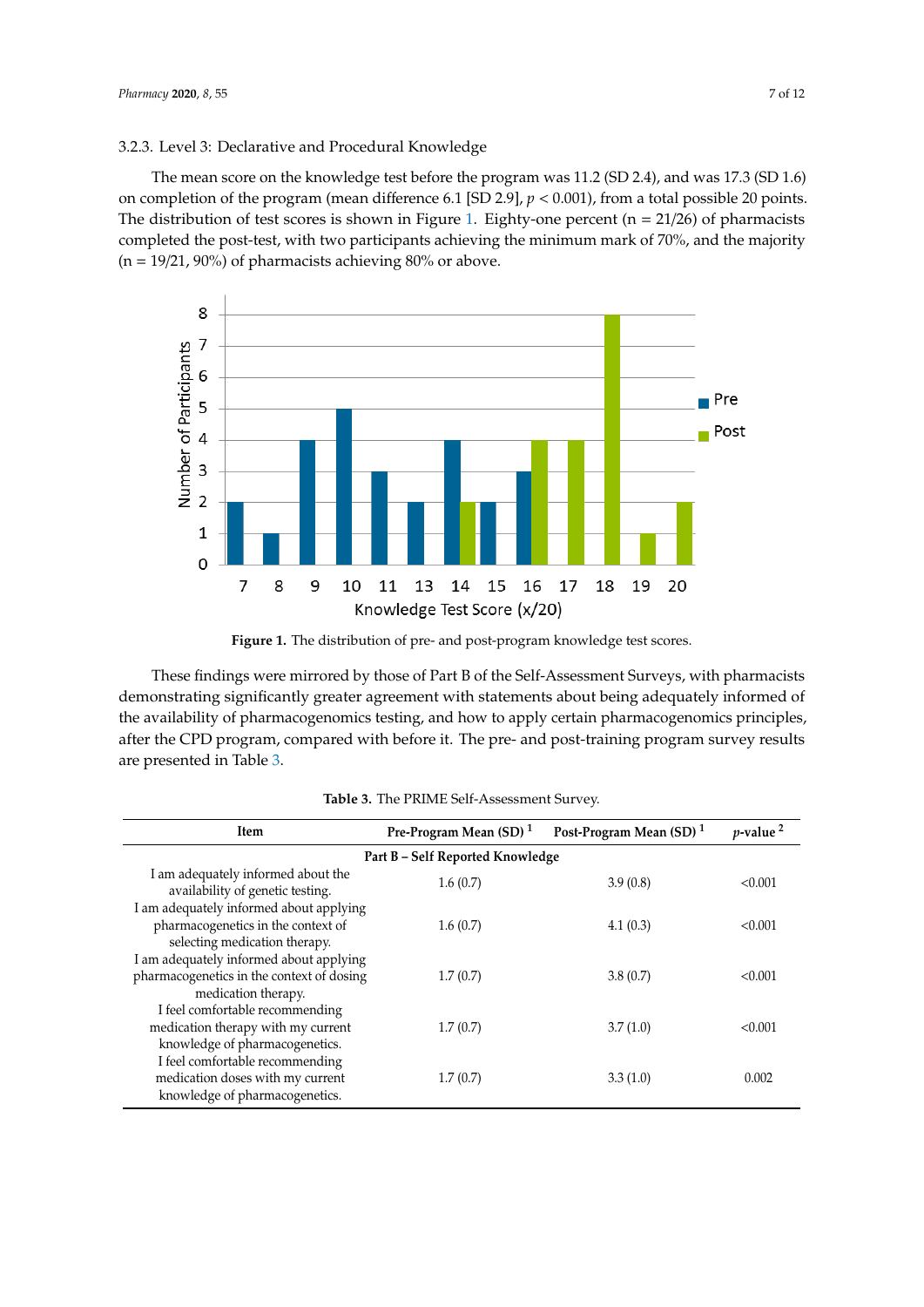### 3.2.3. Level 3: Declarative and Procedural Knowledge

The mean score on the knowledge test before the program was 11.2 (SD 2.4), and was 17.3 (SD 1.6) on completion of the program (mean difference 6.1 [SD 2.9], $p < 0.001$), from a total possible 20 points. The distribution of test scores is shown in Figure 1. Eighty-one percent (n = 21/26) of pharmacists completed the post-test, with two participants achieving the minimum mark of 70%, and the majority (n = 19/21, 90%) of pharmacists achieving 80% or above.

Number of Participants
0
1
2
3
4
5
6
7
8
7
8
9
10
11
13
14
15
16
17
18
19
20
Knowledge Test Score (x/20)
Pre
Post

**Figure 1.** The distribution of pre- and post-program knowledge test scores.

These findings were mirrored by those of Part B of the Self-Assessment Surveys, with pharmacists demonstrating significantly greater agreement with statements about being adequately informed of the availability of pharmacogenomics testing, and how to apply certain pharmacogenomics principles, after the CPD program, compared with before it. The pre- and post-training program survey results are presented in Table 3.

**Table 3.** The PRIME Self-Assessment Survey.

| Item | Pre-Program Mean (SD) [1] | Post-Program Mean (SD) [1] | $p$-value [2] |
|---|---|---|---|
| **Part B – Self Reported Knowledge** | | | |
| I am adequately informed about the availability of genetic testing. | 1.6 (0.7) | 3.9 (0.8) | <0.001 |
| I am adequately informed about applying pharmacogenetics in the context of selecting medication therapy. | 1.6 (0.7) | 4.1 (0.3) | <0.001 |
| I am adequately informed about applying pharmacogenetics in the context of dosing medication therapy. | 1.7 (0.7) | 3.8 (0.7) | <0.001 |
| I feel comfortable recommending medication therapy with my current knowledge of pharmacogenetics. | 1.7 (0.7) | 3.7 (1.0) | <0.001 |
| I feel comfortable recommending medication doses with my current knowledge of pharmacogenetics. | 1.7 (0.7) | 3.3 (1.0) | 0.002 |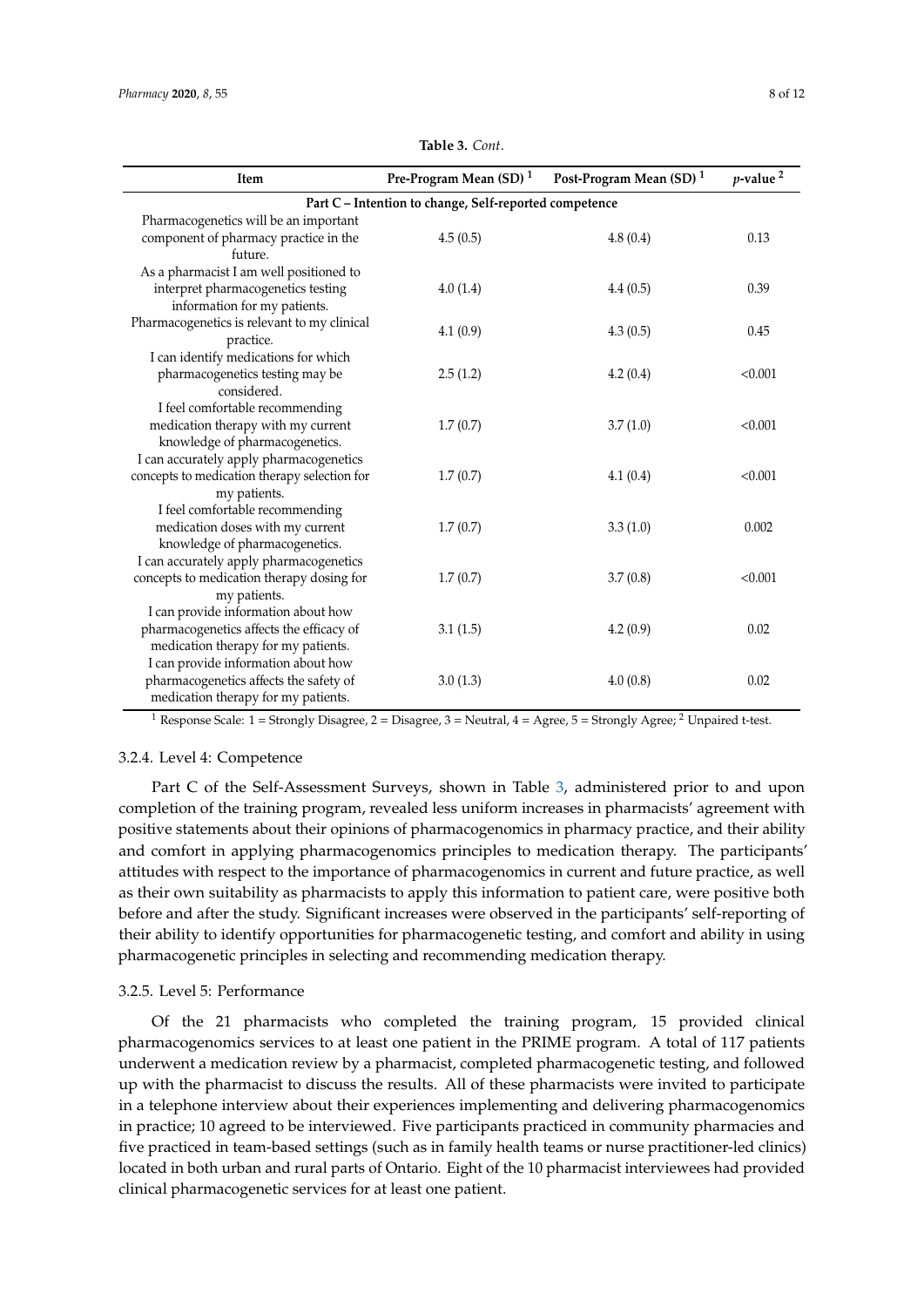**Table 3.** *Cont*.

| Item | Pre-Program Mean (SD) [1] | Post-Program Mean (SD) [1] | $p$-value [2] |
|---|---|---|---|
| **Part C – Intention to change, Self-reported competence** | | | |
| Pharmacogenetics will be an important component of pharmacy practice in the future. | 4.5 (0.5) | 4.8 (0.4) | 0.13 |
| As a pharmacist I am well positioned to interpret pharmacogenetics testing information for my patients. | 4.0 (1.4) | 4.4 (0.5) | 0.39 |
| Pharmacogenetics is relevant to my clinical practice. | 4.1 (0.9) | 4.3 (0.5) | 0.45 |
| I can identify medications for which pharmacogenetics testing may be considered. | 2.5 (1.2) | 4.2 (0.4) | <0.001 |
| I feel comfortable recommending medication therapy with my current knowledge of pharmacogenetics. | 1.7 (0.7) | 3.7 (1.0) | <0.001 |
| I can accurately apply pharmacogenetics concepts to medication therapy selection for my patients. | 1.7 (0.7) | 4.1 (0.4) | <0.001 |
| I feel comfortable recommending medication doses with my current knowledge of pharmacogenetics. | 1.7 (0.7) | 3.3 (1.0) | 0.002 |
| I can accurately apply pharmacogenetics concepts to medication therapy dosing for my patients. | 1.7 (0.7) | 3.7 (0.8) | <0.001 |
| I can provide information about how pharmacogenetics affects the efficacy of medication therapy for my patients. | 3.1 (1.5) | 4.2 (0.9) | 0.02 |
| I can provide information about how pharmacogenetics affects the safety of medication therapy for my patients. | 3.0 (1.3) | 4.0 (0.8) | 0.02 |

[1] Response Scale: 1 = Strongly Disagree, 2 = Disagree, 3 = Neutral, 4 = Agree, 5 = Strongly Agree; [2] Unpaired t-test.

#### 3.2.4. Level 4: Competence

Part C of the Self-Assessment Surveys, shown in Table 3, administered prior to and upon completion of the training program, revealed less uniform increases in pharmacists' agreement with positive statements about their opinions of pharmacogenomics in pharmacy practice, and their ability and comfort in applying pharmacogenomics principles to medication therapy. The participants' attitudes with respect to the importance of pharmacogenomics in current and future practice, as well as their own suitability as pharmacists to apply this information to patient care, were positive both before and after the study. Significant increases were observed in the participants' self-reporting of their ability to identify opportunities for pharmacogenetic testing, and comfort and ability in using pharmacogenetic principles in selecting and recommending medication therapy.

#### 3.2.5. Level 5: Performance

Of the 21 pharmacists who completed the training program, 15 provided clinical pharmacogenomics services to at least one patient in the PRIME program. A total of 117 patients underwent a medication review by a pharmacist, completed pharmacogenetic testing, and followed up with the pharmacist to discuss the results. All of these pharmacists were invited to participate in a telephone interview about their experiences implementing and delivering pharmacogenomics in practice; 10 agreed to be interviewed. Five participants practiced in community pharmacies and five practiced in team-based settings (such as in family health teams or nurse practitioner-led clinics) located in both urban and rural parts of Ontario. Eight of the 10 pharmacist interviewees had provided clinical pharmacogenetic services for at least one patient.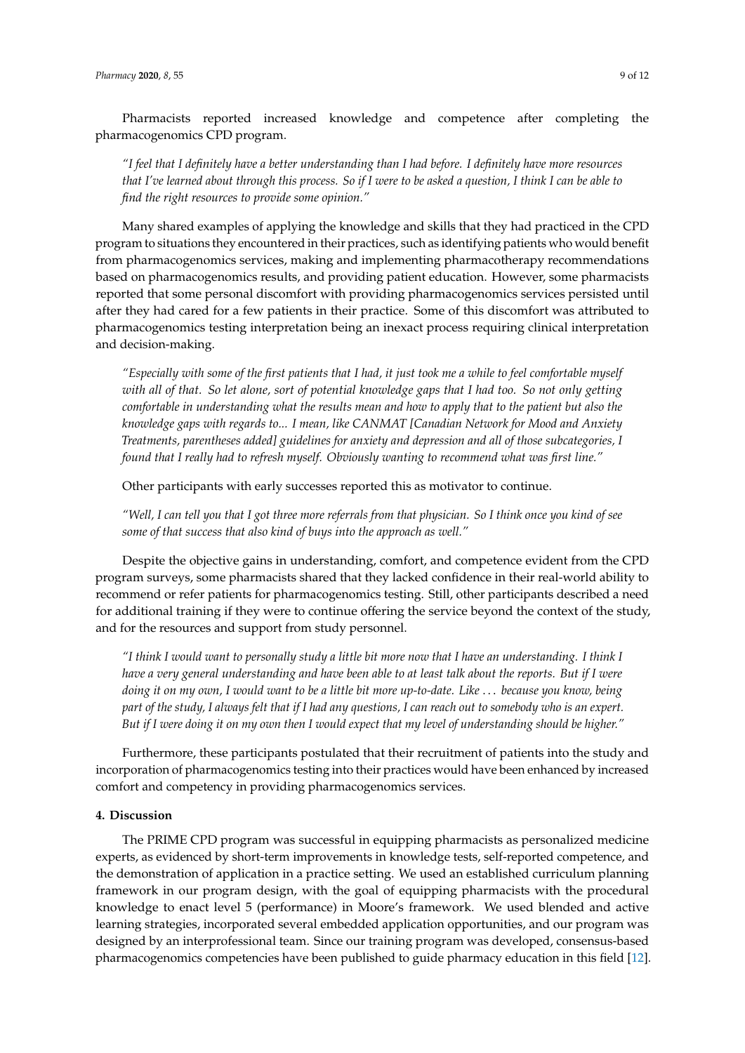Pharmacists reported increased knowledge and competence after completing the pharmacogenomics CPD program.

*"I feel that I definitely have a better understanding than I had before. I definitely have more resources that I've learned about through this process. So if I were to be asked a question, I think I can be able to find the right resources to provide some opinion."*

Many shared examples of applying the knowledge and skills that they had practiced in the CPD program to situations they encountered in their practices, such as identifying patients who would benefit from pharmacogenomics services, making and implementing pharmacotherapy recommendations based on pharmacogenomics results, and providing patient education. However, some pharmacists reported that some personal discomfort with providing pharmacogenomics services persisted until after they had cared for a few patients in their practice. Some of this discomfort was attributed to pharmacogenomics testing interpretation being an inexact process requiring clinical interpretation and decision-making.

*"Especially with some of the first patients that I had, it just took me a while to feel comfortable myself with all of that. So let alone, sort of potential knowledge gaps that I had too. So not only getting comfortable in understanding what the results mean and how to apply that to the patient but also the knowledge gaps with regards to... I mean, like CANMAT [Canadian Network for Mood and Anxiety Treatments, parentheses added] guidelines for anxiety and depression and all of those subcategories, I found that I really had to refresh myself. Obviously wanting to recommend what was first line."*

Other participants with early successes reported this as motivator to continue.

*"Well, I can tell you that I got three more referrals from that physician. So I think once you kind of see some of that success that also kind of buys into the approach as well."*

Despite the objective gains in understanding, comfort, and competence evident from the CPD program surveys, some pharmacists shared that they lacked confidence in their real-world ability to recommend or refer patients for pharmacogenomics testing. Still, other participants described a need for additional training if they were to continue offering the service beyond the context of the study, and for the resources and support from study personnel.

*"I think I would want to personally study a little bit more now that I have an understanding. I think I have a very general understanding and have been able to at least talk about the reports. But if I were doing it on my own, I would want to be a little bit more up-to-date. Like … because you know, being part of the study, I always felt that if I had any questions, I can reach out to somebody who is an expert. But if I were doing it on my own then I would expect that my level of understanding should be higher."*

Furthermore, these participants postulated that their recruitment of patients into the study and incorporation of pharmacogenomics testing into their practices would have been enhanced by increased comfort and competency in providing pharmacogenomics services.

## 4. Discussion

The PRIME CPD program was successful in equipping pharmacists as personalized medicine experts, as evidenced by short-term improvements in knowledge tests, self-reported competence, and the demonstration of application in a practice setting. We used an established curriculum planning framework in our program design, with the goal of equipping pharmacists with the procedural knowledge to enact level 5 (performance) in Moore's framework. We used blended and active learning strategies, incorporated several embedded application opportunities, and our program was designed by an interprofessional team. Since our training program was developed, consensus-based pharmacogenomics competencies have been published to guide pharmacy education in this field [12].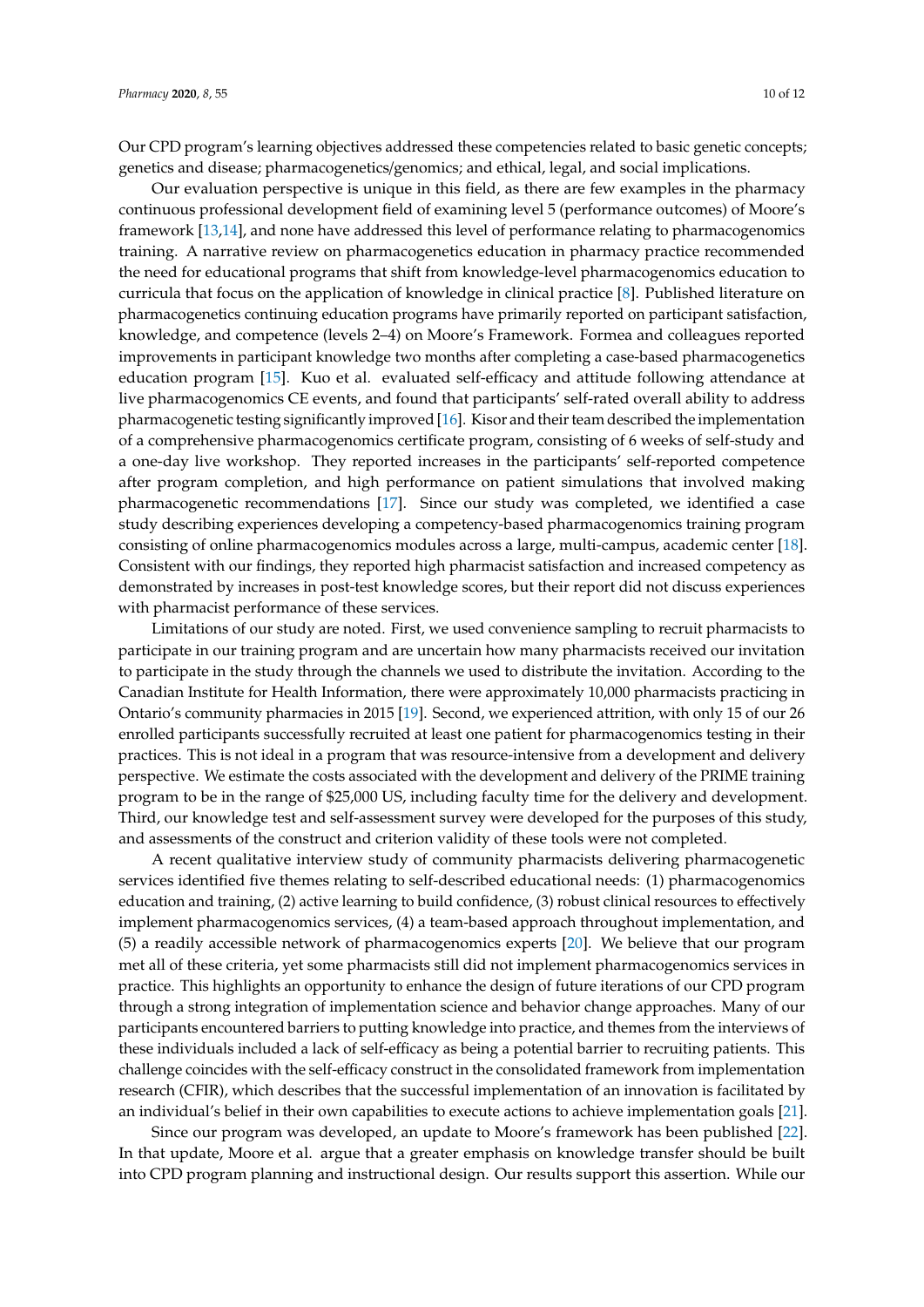Our CPD program's learning objectives addressed these competencies related to basic genetic concepts; genetics and disease; pharmacogenetics/genomics; and ethical, legal, and social implications.

Our evaluation perspective is unique in this field, as there are few examples in the pharmacy continuous professional development field of examining level 5 (performance outcomes) of Moore's framework [13,14], and none have addressed this level of performance relating to pharmacogenomics training. A narrative review on pharmacogenetics education in pharmacy practice recommended the need for educational programs that shift from knowledge-level pharmacogenomics education to curricula that focus on the application of knowledge in clinical practice [8]. Published literature on pharmacogenetics continuing education programs have primarily reported on participant satisfaction, knowledge, and competence (levels 2–4) on Moore's Framework. Formea and colleagues reported improvements in participant knowledge two months after completing a case-based pharmacogenetics education program [15]. Kuo et al. evaluated self-efficacy and attitude following attendance at live pharmacogenomics CE events, and found that participants' self-rated overall ability to address pharmacogenetic testing significantly improved [16]. Kisor and their team described the implementation of a comprehensive pharmacogenomics certificate program, consisting of 6 weeks of self-study and a one-day live workshop. They reported increases in the participants' self-reported competence after program completion, and high performance on patient simulations that involved making pharmacogenetic recommendations [17]. Since our study was completed, we identified a case study describing experiences developing a competency-based pharmacogenomics training program consisting of online pharmacogenomics modules across a large, multi-campus, academic center [18]. Consistent with our findings, they reported high pharmacist satisfaction and increased competency as demonstrated by increases in post-test knowledge scores, but their report did not discuss experiences with pharmacist performance of these services.

Limitations of our study are noted. First, we used convenience sampling to recruit pharmacists to participate in our training program and are uncertain how many pharmacists received our invitation to participate in the study through the channels we used to distribute the invitation. According to the Canadian Institute for Health Information, there were approximately 10,000 pharmacists practicing in Ontario's community pharmacies in 2015 [19]. Second, we experienced attrition, with only 15 of our 26 enrolled participants successfully recruited at least one patient for pharmacogenomics testing in their practices. This is not ideal in a program that was resource-intensive from a development and delivery perspective. We estimate the costs associated with the development and delivery of the PRIME training program to be in the range of $25,000 US, including faculty time for the delivery and development. Third, our knowledge test and self-assessment survey were developed for the purposes of this study, and assessments of the construct and criterion validity of these tools were not completed.

A recent qualitative interview study of community pharmacists delivering pharmacogenetic services identified five themes relating to self-described educational needs: (1) pharmacogenomics education and training, (2) active learning to build confidence, (3) robust clinical resources to effectively implement pharmacogenomics services, (4) a team-based approach throughout implementation, and (5) a readily accessible network of pharmacogenomics experts [20]. We believe that our program met all of these criteria, yet some pharmacists still did not implement pharmacogenomics services in practice. This highlights an opportunity to enhance the design of future iterations of our CPD program through a strong integration of implementation science and behavior change approaches. Many of our participants encountered barriers to putting knowledge into practice, and themes from the interviews of these individuals included a lack of self-efficacy as being a potential barrier to recruiting patients. This challenge coincides with the self-efficacy construct in the consolidated framework from implementation research (CFIR), which describes that the successful implementation of an innovation is facilitated by an individual's belief in their own capabilities to execute actions to achieve implementation goals [21].

Since our program was developed, an update to Moore's framework has been published [22]. In that update, Moore et al. argue that a greater emphasis on knowledge transfer should be built into CPD program planning and instructional design. Our results support this assertion. While our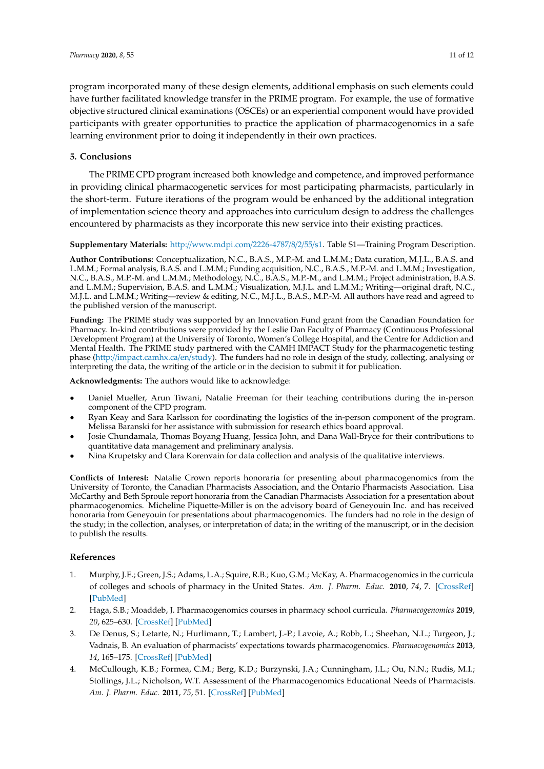program incorporated many of these design elements, additional emphasis on such elements could have further facilitated knowledge transfer in the PRIME program. For example, the use of formative objective structured clinical examinations (OSCEs) or an experiential component would have provided participants with greater opportunities to practice the application of pharmacogenomics in a safe learning environment prior to doing it independently in their own practices.

## 5. Conclusions

The PRIME CPD program increased both knowledge and competence, and improved performance in providing clinical pharmacogenetic services for most participating pharmacists, particularly in the short-term. Future iterations of the program would be enhanced by the additional integration of implementation science theory and approaches into curriculum design to address the challenges encountered by pharmacists as they incorporate this new service into their existing practices.

**Supplementary Materials:** http://www.mdpi.com/2226-4787/8/2/55/s1. Table S1—Training Program Description.

**Author Contributions:** Conceptualization, N.C., B.A.S., M.P.-M. and L.M.M.; Data curation, M.J.L., B.A.S. and L.M.M.; Formal analysis, B.A.S. and L.M.M.; Funding acquisition, N.C., B.A.S., M.P.-M. and L.M.M.; Investigation, N.C., B.A.S., M.P.-M. and L.M.M.; Methodology, N.C., B.A.S., M.P.-M., and L.M.M.; Project administration, B.A.S. and L.M.M.; Supervision, B.A.S. and L.M.M.; Visualization, M.J.L. and L.M.M.; Writing—original draft, N.C., M.J.L. and L.M.M.; Writing—review & editing, N.C., M.J.L., B.A.S., M.P.-M. All authors have read and agreed to the published version of the manuscript.

**Funding:** The PRIME study was supported by an Innovation Fund grant from the Canadian Foundation for Pharmacy. In-kind contributions were provided by the Leslie Dan Faculty of Pharmacy (Continuous Professional Development Program) at the University of Toronto, Women's College Hospital, and the Centre for Addiction and Mental Health. The PRIME study partnered with the CAMH IMPACT Study for the pharmacogenetic testing phase (http://impact.camhx.ca/en/study). The funders had no role in design of the study, collecting, analysing or interpreting the data, the writing of the article or in the decision to submit it for publication.

**Acknowledgments:** The authors would like to acknowledge:

- Daniel Mueller, Arun Tiwani, Natalie Freeman for their teaching contributions during the in-person component of the CPD program.
- Ryan Keay and Sara Karlsson for coordinating the logistics of the in-person component of the program. Melissa Baranski for her assistance with submission for research ethics board approval.
- Josie Chundamala, Thomas Boyang Huang, Jessica John, and Dana Wall-Bryce for their contributions to quantitative data management and preliminary analysis.
- Nina Krupetsky and Clara Korenvain for data collection and analysis of the qualitative interviews.

**Conflicts of Interest:** Natalie Crown reports honoraria for presenting about pharmacogenomics from the University of Toronto, the Canadian Pharmacists Association, and the Ontario Pharmacists Association. Lisa McCarthy and Beth Sproule report honoraria from the Canadian Pharmacists Association for a presentation about pharmacogenomics. Micheline Piquette-Miller is on the advisory board of Geneyouin Inc. and has received honoraria from Geneyouin for presentations about pharmacogenomics. The funders had no role in the design of the study; in the collection, analyses, or interpretation of data; in the writing of the manuscript, or in the decision to publish the results.

## References

1. Murphy, J.E.; Green, J.S.; Adams, L.A.; Squire, R.B.; Kuo, G.M.; McKay, A. Pharmacogenomics in the curricula of colleges and schools of pharmacy in the United States. *Am. J. Pharm. Educ.* **2010**, *74*, 7. [CrossRef] [PubMed]
2. Haga, S.B.; Moaddeb, J. Pharmacogenomics courses in pharmacy school curricula. *Pharmacogenomics* **2019**, *20*, 625–630. [CrossRef] [PubMed]
3. De Denus, S.; Letarte, N.; Hurlimann, T.; Lambert, J.-P.; Lavoie, A.; Robb, L.; Sheehan, N.L.; Turgeon, J.; Vadnais, B. An evaluation of pharmacists' expectations towards pharmacogenomics. *Pharmacogenomics* **2013**, *14*, 165–175. [CrossRef] [PubMed]
4. McCullough, K.B.; Formea, C.M.; Berg, K.D.; Burzynski, J.A.; Cunningham, J.L.; Ou, N.N.; Rudis, M.I.; Stollings, J.L.; Nicholson, W.T. Assessment of the Pharmacogenomics Educational Needs of Pharmacists. *Am. J. Pharm. Educ.* **2011**, *75*, 51. [CrossRef] [PubMed]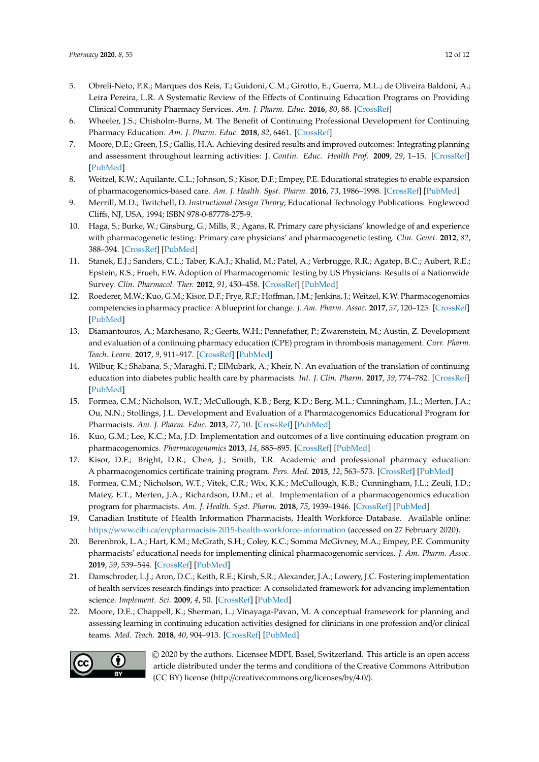5. Obreli-Neto, P.R.; Marques dos Reis, T.; Guidoni, C.M.; Girotto, E.; Guerra, M.L.; de Oliveira Baldoni, A.; Leira Pereira, L.R. A Systematic Review of the Effects of Continuing Education Programs on Providing Clinical Community Pharmacy Services. *Am. J. Pharm. Educ.* **2016**, *80*, 88. [CrossRef]
6. Wheeler, J.S.; Chisholm-Burns, M. The Benefit of Continuing Professional Development for Continuing Pharmacy Education. *Am. J. Pharm. Educ.* **2018**, *82*, 6461. [CrossRef]
7. Moore, D.E.; Green, J.S.; Gallis, H.A. Achieving desired results and improved outcomes: Integrating planning and assessment throughout learning activities: J. *Contin. Educ. Health Prof.* **2009**, *29*, 1–15. [CrossRef] [PubMed]
8. Weitzel, K.W.; Aquilante, C.L.; Johnson, S.; Kisor, D.F.; Empey, P.E. Educational strategies to enable expansion of pharmacogenomics-based care. *Am. J. Health. Syst. Pharm.* **2016**, *73*, 1986–1998. [CrossRef] [PubMed]
9. Merrill, M.D.; Twitchell, D. *Instructional Design Theory*; Educational Technology Publications: Englewood Cliffs, NJ, USA, 1994; ISBN 978-0-87778-275-9.
10. Haga, S.; Burke, W.; Ginsburg, G.; Mills, R.; Agans, R. Primary care physicians' knowledge of and experience with pharmacogenetic testing: Primary care physicians' and pharmacogenetic testing. *Clin. Genet.* **2012**, *82*, 388–394. [CrossRef] [PubMed]
11. Stanek, E.J.; Sanders, C.L.; Taber, K.A.J.; Khalid, M.; Patel, A.; Verbrugge, R.R.; Agatep, B.C.; Aubert, R.E.; Epstein, R.S.; Frueh, F.W. Adoption of Pharmacogenomic Testing by US Physicians: Results of a Nationwide Survey. *Clin. Pharmacol. Ther.* **2012**, *91*, 450–458. [CrossRef] [PubMed]
12. Roederer, M.W.; Kuo, G.M.; Kisor, D.F.; Frye, R.F.; Hoffman, J.M.; Jenkins, J.; Weitzel, K.W. Pharmacogenomics competencies in pharmacy practice: A blueprint for change. *J. Am. Pharm. Assoc.* **2017**, *57*, 120–125. [CrossRef] [PubMed]
13. Diamantouros, A.; Marchesano, R.; Geerts, W.H.; Pennefather, P.; Zwarenstein, M.; Austin, Z. Development and evaluation of a continuing pharmacy education (CPE) program in thrombosis management. *Curr. Pharm. Teach. Learn.* **2017**, *9*, 911–917. [CrossRef] [PubMed]
14. Wilbur, K.; Shabana, S.; Maraghi, F.; ElMubark, A.; Kheir, N. An evaluation of the translation of continuing education into diabetes public health care by pharmacists. *Int. J. Clin. Pharm.* **2017**, *39*, 774–782. [CrossRef] [PubMed]
15. Formea, C.M.; Nicholson, W.T.; McCullough, K.B.; Berg, K.D.; Berg, M.L.; Cunningham, J.L.; Merten, J.A.; Ou, N.N.; Stollings, J.L. Development and Evaluation of a Pharmacogenomics Educational Program for Pharmacists. *Am. J. Pharm. Educ.* **2013**, *77*, 10. [CrossRef] [PubMed]
16. Kuo, G.M.; Lee, K.C.; Ma, J.D. Implementation and outcomes of a live continuing education program on pharmacogenomics. *Pharmacogenomics* **2013**, *14*, 885–895. [CrossRef] [PubMed]
17. Kisor, D.F.; Bright, D.R.; Chen, J.; Smith, T.R. Academic and professional pharmacy education: A pharmacogenomics certificate training program. *Pers. Med.* **2015**, *12*, 563–573. [CrossRef] [PubMed]
18. Formea, C.M.; Nicholson, W.T.; Vitek, C.R.; Wix, K.K.; McCullough, K.B.; Cunningham, J.L.; Zeuli, J.D.; Matey, E.T.; Merten, J.A.; Richardson, D.M.; et al. Implementation of a pharmacogenomics education program for pharmacists. *Am. J. Health. Syst. Pharm.* **2018**, *75*, 1939–1946. [CrossRef] [PubMed]
19. Canadian Institute of Health Information Pharmacists, Health Workforce Database. Available online: https://www.cihi.ca/en/pharmacists-2015-health-workforce-information (accessed on 27 February 2020).
20. Berenbrok, L.A.; Hart, K.M.; McGrath, S.H.; Coley, K.C.; Somma McGivney, M.A.; Empey, P.E. Community pharmacists' educational needs for implementing clinical pharmacogenomic services. *J. Am. Pharm. Assoc.* **2019**, *59*, 539–544. [CrossRef] [PubMed]
21. Damschroder, L.J.; Aron, D.C.; Keith, R.E.; Kirsh, S.R.; Alexander, J.A.; Lowery, J.C. Fostering implementation of health services research findings into practice: A consolidated framework for advancing implementation science. *Implement. Sci.* **2009**, *4*, 50. [CrossRef] [PubMed]
22. Moore, D.E.; Chappell, K.; Sherman, L.; Vinayaga-Pavan, M. A conceptual framework for planning and assessing learning in continuing education activities designed for clinicians in one profession and/or clinical teams. *Med. Teach.* **2018**, *40*, 904–913. [CrossRef] [PubMed]

© 2020 by the authors. Licensee MDPI, Basel, Switzerland. This article is an open access article distributed under the terms and conditions of the Creative Commons Attribution (CC BY) license (http://creativecommons.org/licenses/by/4.0/).